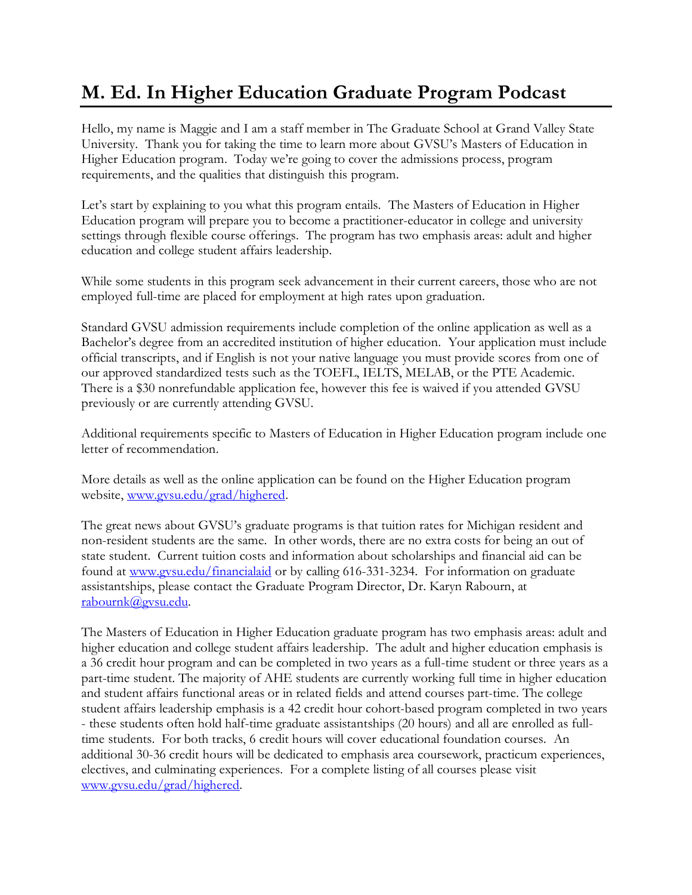# M. Ed. In Higher Education Graduate Program Podcast

Hello, my name is Maggie and I am a staff member in The Graduate School at Grand Valley State University. Thank you for taking the time to learn more about GVSU's Masters of Education in Higher Education program. Today we're going to cover the admissions process, program requirements, and the qualities that distinguish this program.

Let's start by explaining to you what this program entails. The Masters of Education in Higher Education program will prepare you to become a practitioner-educator in college and university settings through flexible course offerings. The program has two emphasis areas: adult and higher education and college student affairs leadership.

While some students in this program seek advancement in their current careers, those who are not employed full-time are placed for employment at high rates upon graduation.

Standard GVSU admission requirements include completion of the online application as well as a Bachelor's degree from an accredited institution of higher education. Your application must include official transcripts, and if English is not your native language you must provide scores from one of our approved standardized tests such as the TOEFL, IELTS, MELAB, or the PTE Academic. There is a $30 nonrefundable application fee, however this fee is waived if you attended GVSU previously or are currently attending GVSU.

Additional requirements specific to Masters of Education in Higher Education program include one letter of recommendation.

More details as well as the online application can be found on the Higher Education program website, [www.gvsu.edu/grad/highered](www.gvsu.edu/grad/highered).

The great news about GVSU's graduate programs is that tuition rates for Michigan resident and non-resident students are the same. In other words, there are no extra costs for being an out of state student. Current tuition costs and information about scholarships and financial aid can be found at [www.gvsu.edu/financialaid](www.gvsu.edu/financialaid) or by calling 616-331-3234. For information on graduate assistantships, please contact the Graduate Program Director, Dr. Karyn Rabourn, at [rabournk@gvsu.edu](mailto:rabournk@gvsu.edu).

The Masters of Education in Higher Education graduate program has two emphasis areas: adult and higher education and college student affairs leadership. The adult and higher education emphasis is a 36 credit hour program and can be completed in two years as a full-time student or three years as a part-time student. The majority of AHE students are currently working full time in higher education and student affairs functional areas or in related fields and attend courses part-time. The college student affairs leadership emphasis is a 42 credit hour cohort-based program completed in two years - these students often hold half-time graduate assistantships (20 hours) and all are enrolled as full-time students. For both tracks, 6 credit hours will cover educational foundation courses. An additional 30-36 credit hours will be dedicated to emphasis area coursework, practicum experiences, electives, and culminating experiences. For a complete listing of all courses please visit [www.gvsu.edu/grad/highered](www.gvsu.edu/grad/highered).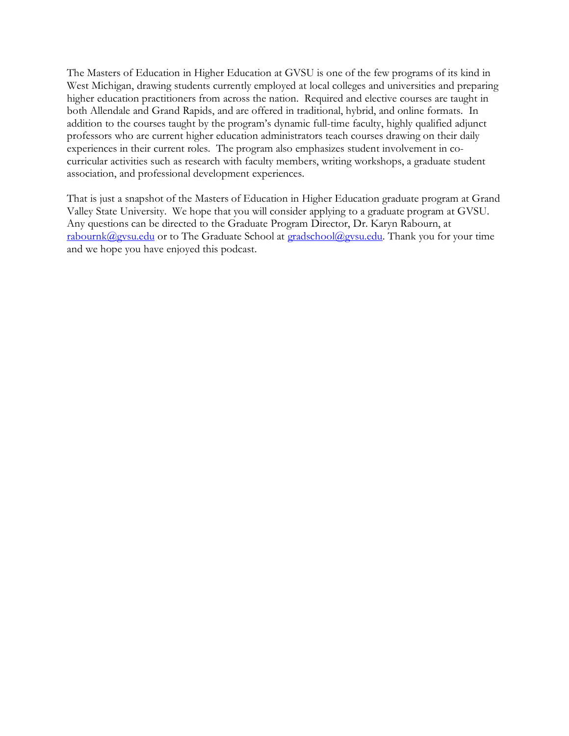The Masters of Education in Higher Education at GVSU is one of the few programs of its kind in West Michigan, drawing students currently employed at local colleges and universities and preparing higher education practitioners from across the nation. Required and elective courses are taught in both Allendale and Grand Rapids, and are offered in traditional, hybrid, and online formats. In addition to the courses taught by the program's dynamic full-time faculty, highly qualified adjunct professors who are current higher education administrators teach courses drawing on their daily experiences in their current roles. The program also emphasizes student involvement in co-curricular activities such as research with faculty members, writing workshops, a graduate student association, and professional development experiences.

That is just a snapshot of the Masters of Education in Higher Education graduate program at Grand Valley State University. We hope that you will consider applying to a graduate program at GVSU. Any questions can be directed to the Graduate Program Director, Dr. Karyn Rabourn, at rabournk@gvsu.edu or to The Graduate School at gradschool@gvsu.edu. Thank you for your time and we hope you have enjoyed this podcast.